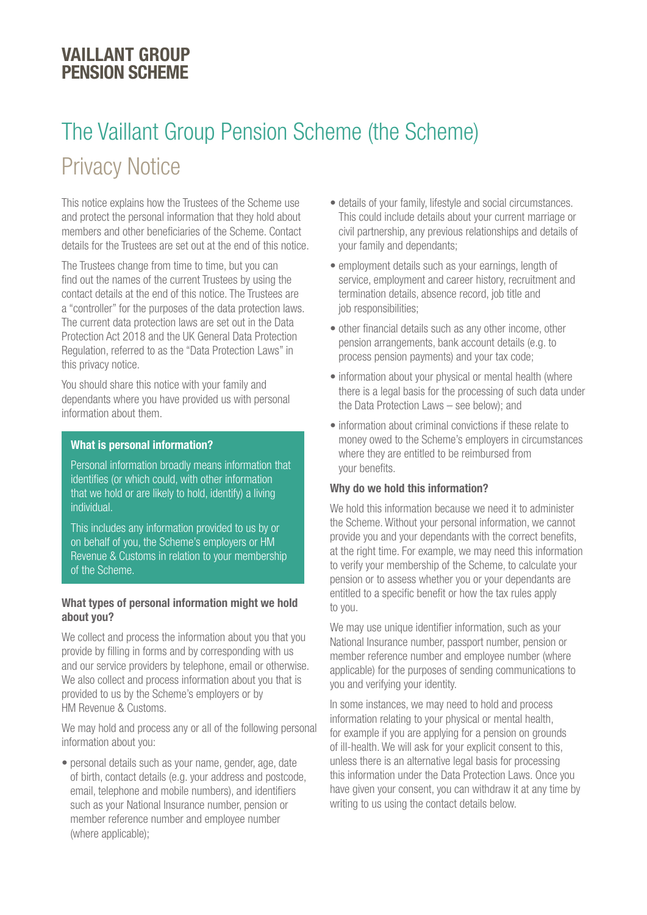**VAILLANT GROUP PENSION SCHEME**

# The Vaillant Group Pension Scheme (the Scheme)

## Privacy Notice

This notice explains how the Trustees of the Scheme use and protect the personal information that they hold about members and other beneficiaries of the Scheme. Contact details for the Trustees are set out at the end of this notice.

The Trustees change from time to time, but you can find out the names of the current Trustees by using the contact details at the end of this notice. The Trustees are a "controller" for the purposes of the data protection laws. The current data protection laws are set out in the Data Protection Act 2018 and the UK General Data Protection Regulation, referred to as the "Data Protection Laws" in this privacy notice.

You should share this notice with your family and dependants where you have provided us with personal information about them.

### What is personal information?

Personal information broadly means information that identifies (or which could, with other information that we hold or are likely to hold, identify) a living individual.

This includes any information provided to us by or on behalf of you, the Scheme's employers or HM Revenue & Customs in relation to your membership of the Scheme.

### What types of personal information might we hold about you?

We collect and process the information about you that you provide by filling in forms and by corresponding with us and our service providers by telephone, email or otherwise. We also collect and process information about you that is provided to us by the Scheme's employers or by HM Revenue & Customs.

We may hold and process any or all of the following personal information about you:

- personal details such as your name, gender, age, date of birth, contact details (e.g. your address and postcode, email, telephone and mobile numbers), and identifiers such as your National Insurance number, pension or member reference number and employee number (where applicable);
- details of your family, lifestyle and social circumstances. This could include details about your current marriage or civil partnership, any previous relationships and details of your family and dependants;
- employment details such as your earnings, length of service, employment and career history, recruitment and termination details, absence record, job title and job responsibilities;
- other financial details such as any other income, other pension arrangements, bank account details (e.g. to process pension payments) and your tax code;
- information about your physical or mental health (where there is a legal basis for the processing of such data under the Data Protection Laws – see below); and
- information about criminal convictions if these relate to money owed to the Scheme's employers in circumstances where they are entitled to be reimbursed from your benefits.

### Why do we hold this information?

We hold this information because we need it to administer the Scheme. Without your personal information, we cannot provide you and your dependants with the correct benefits, at the right time. For example, we may need this information to verify your membership of the Scheme, to calculate your pension or to assess whether you or your dependants are entitled to a specific benefit or how the tax rules apply to you.

We may use unique identifier information, such as your National Insurance number, passport number, pension or member reference number and employee number (where applicable) for the purposes of sending communications to you and verifying your identity.

In some instances, we may need to hold and process information relating to your physical or mental health, for example if you are applying for a pension on grounds of ill-health. We will ask for your explicit consent to this, unless there is an alternative legal basis for processing this information under the Data Protection Laws. Once you have given your consent, you can withdraw it at any time by writing to us using the contact details below.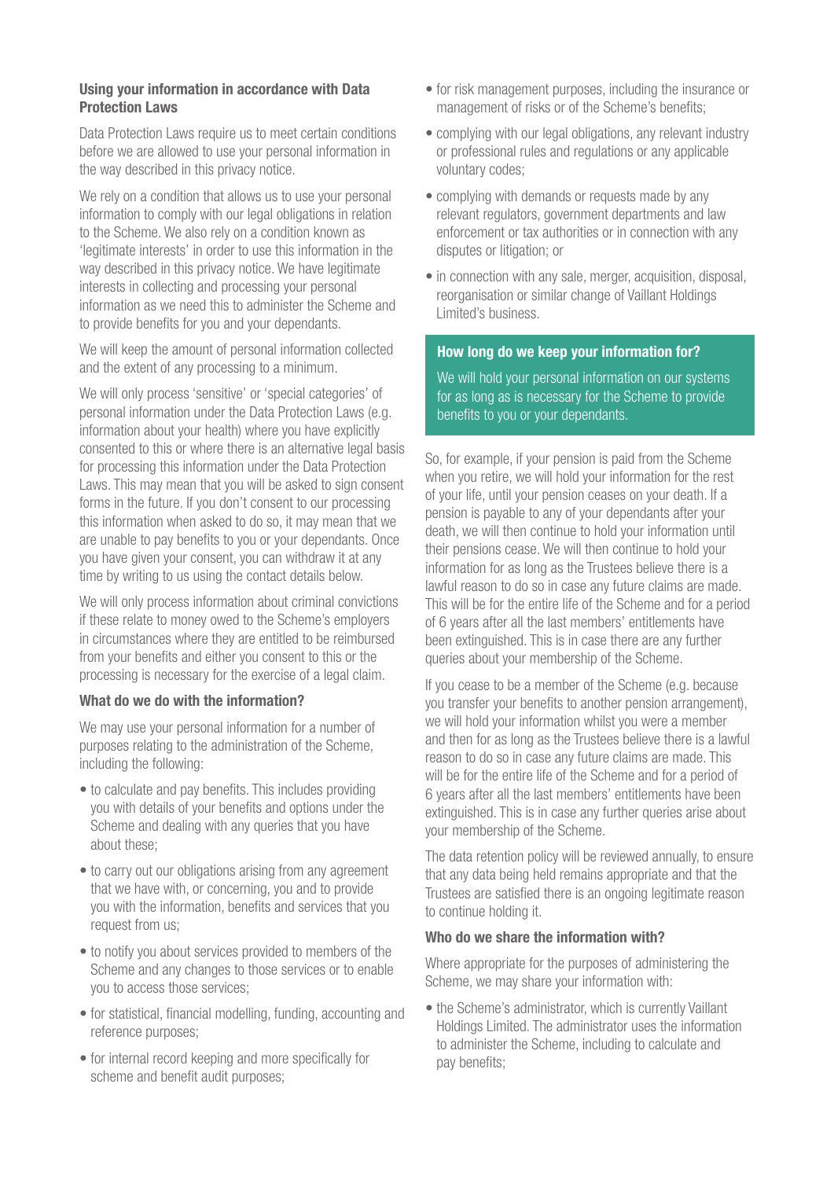### Using your information in accordance with Data Protection Laws

Data Protection Laws require us to meet certain conditions before we are allowed to use your personal information in the way described in this privacy notice.

We rely on a condition that allows us to use your personal information to comply with our legal obligations in relation to the Scheme. We also rely on a condition known as 'legitimate interests' in order to use this information in the way described in this privacy notice. We have legitimate interests in collecting and processing your personal information as we need this to administer the Scheme and to provide benefits for you and your dependants.

We will keep the amount of personal information collected and the extent of any processing to a minimum.

We will only process 'sensitive' or 'special categories' of personal information under the Data Protection Laws (e.g. information about your health) where you have explicitly consented to this or where there is an alternative legal basis for processing this information under the Data Protection Laws. This may mean that you will be asked to sign consent forms in the future. If you don't consent to our processing this information when asked to do so, it may mean that we are unable to pay benefits to you or your dependants. Once you have given your consent, you can withdraw it at any time by writing to us using the contact details below.

We will only process information about criminal convictions if these relate to money owed to the Scheme's employers in circumstances where they are entitled to be reimbursed from your benefits and either you consent to this or the processing is necessary for the exercise of a legal claim.

### What do we do with the information?

We may use your personal information for a number of purposes relating to the administration of the Scheme, including the following:

- to calculate and pay benefits. This includes providing you with details of your benefits and options under the Scheme and dealing with any queries that you have about these;
- to carry out our obligations arising from any agreement that we have with, or concerning, you and to provide you with the information, benefits and services that you request from us;
- to notify you about services provided to members of the Scheme and any changes to those services or to enable you to access those services;
- for statistical, financial modelling, funding, accounting and reference purposes;
- for internal record keeping and more specifically for scheme and benefit audit purposes;
- for risk management purposes, including the insurance or management of risks or of the Scheme's benefits;
- complying with our legal obligations, any relevant industry or professional rules and regulations or any applicable voluntary codes;
- complying with demands or requests made by any relevant regulators, government departments and law enforcement or tax authorities or in connection with any disputes or litigation; or
- in connection with any sale, merger, acquisition, disposal, reorganisation or similar change of Vaillant Holdings Limited's business.

### How long do we keep your information for?

We will hold your personal information on our systems for as long as is necessary for the Scheme to provide benefits to you or your dependants.

So, for example, if your pension is paid from the Scheme when you retire, we will hold your information for the rest of your life, until your pension ceases on your death. If a pension is payable to any of your dependants after your death, we will then continue to hold your information until their pensions cease. We will then continue to hold your information for as long as the Trustees believe there is a lawful reason to do so in case any future claims are made. This will be for the entire life of the Scheme and for a period of 6 years after all the last members' entitlements have been extinguished. This is in case there are any further queries about your membership of the Scheme.

If you cease to be a member of the Scheme (e.g. because you transfer your benefits to another pension arrangement), we will hold your information whilst you were a member and then for as long as the Trustees believe there is a lawful reason to do so in case any future claims are made. This will be for the entire life of the Scheme and for a period of 6 years after all the last members' entitlements have been extinguished. This is in case any further queries arise about your membership of the Scheme.

The data retention policy will be reviewed annually, to ensure that any data being held remains appropriate and that the Trustees are satisfied there is an ongoing legitimate reason to continue holding it.

### Who do we share the information with?

Where appropriate for the purposes of administering the Scheme, we may share your information with:

- the Scheme's administrator, which is currently Vaillant Holdings Limited. The administrator uses the information to administer the Scheme, including to calculate and pay benefits;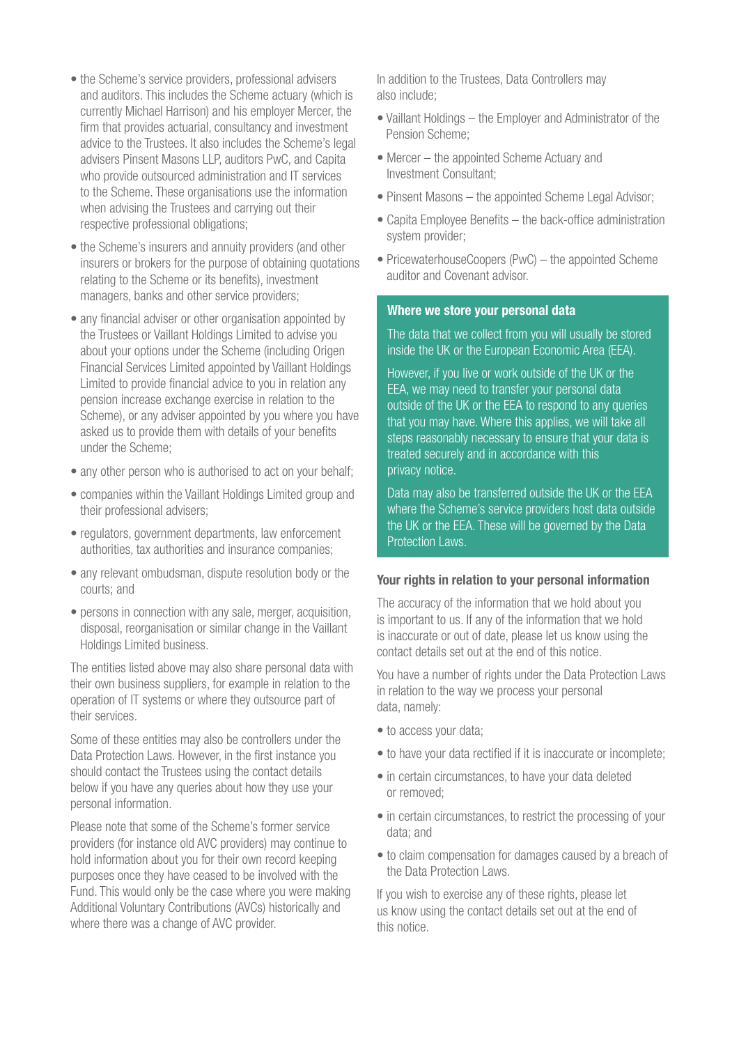- the Scheme's service providers, professional advisers and auditors. This includes the Scheme actuary (which is currently Michael Harrison) and his employer Mercer, the firm that provides actuarial, consultancy and investment advice to the Trustees. It also includes the Scheme's legal advisers Pinsent Masons LLP, auditors PwC, and Capita who provide outsourced administration and IT services to the Scheme. These organisations use the information when advising the Trustees and carrying out their respective professional obligations;
- the Scheme's insurers and annuity providers (and other insurers or brokers for the purpose of obtaining quotations relating to the Scheme or its benefits), investment managers, banks and other service providers;
- any financial adviser or other organisation appointed by the Trustees or Vaillant Holdings Limited to advise you about your options under the Scheme (including Origen Financial Services Limited appointed by Vaillant Holdings Limited to provide financial advice to you in relation any pension increase exchange exercise in relation to the Scheme), or any adviser appointed by you where you have asked us to provide them with details of your benefits under the Scheme;
- any other person who is authorised to act on your behalf;
- companies within the Vaillant Holdings Limited group and their professional advisers;
- regulators, government departments, law enforcement authorities, tax authorities and insurance companies;
- any relevant ombudsman, dispute resolution body or the courts; and
- persons in connection with any sale, merger, acquisition, disposal, reorganisation or similar change in the Vaillant Holdings Limited business.

The entities listed above may also share personal data with their own business suppliers, for example in relation to the operation of IT systems or where they outsource part of their services.

Some of these entities may also be controllers under the Data Protection Laws. However, in the first instance you should contact the Trustees using the contact details below if you have any queries about how they use your personal information.

Please note that some of the Scheme's former service providers (for instance old AVC providers) may continue to hold information about you for their own record keeping purposes once they have ceased to be involved with the Fund. This would only be the case where you were making Additional Voluntary Contributions (AVCs) historically and where there was a change of AVC provider.

In addition to the Trustees, Data Controllers may also include;

- Vaillant Holdings – the Employer and Administrator of the Pension Scheme;
- Mercer – the appointed Scheme Actuary and Investment Consultant;
- Pinsent Masons – the appointed Scheme Legal Advisor;
- Capita Employee Benefits – the back-office administration system provider;
- PricewaterhouseCoopers (PwC) – the appointed Scheme auditor and Covenant advisor.

## Where we store your personal data

The data that we collect from you will usually be stored inside the UK or the European Economic Area (EEA).

However, if you live or work outside of the UK or the EEA, we may need to transfer your personal data outside of the UK or the EEA to respond to any queries that you may have. Where this applies, we will take all steps reasonably necessary to ensure that your data is treated securely and in accordance with this privacy notice.

Data may also be transferred outside the UK or the EEA where the Scheme's service providers host data outside the UK or the EEA. These will be governed by the Data Protection Laws.

## Your rights in relation to your personal information

The accuracy of the information that we hold about you is important to us. If any of the information that we hold is inaccurate or out of date, please let us know using the contact details set out at the end of this notice.

You have a number of rights under the Data Protection Laws in relation to the way we process your personal data, namely:

- to access your data;
- to have your data rectified if it is inaccurate or incomplete;
- in certain circumstances, to have your data deleted or removed;
- in certain circumstances, to restrict the processing of your data; and
- to claim compensation for damages caused by a breach of the Data Protection Laws.

If you wish to exercise any of these rights, please let us know using the contact details set out at the end of this notice.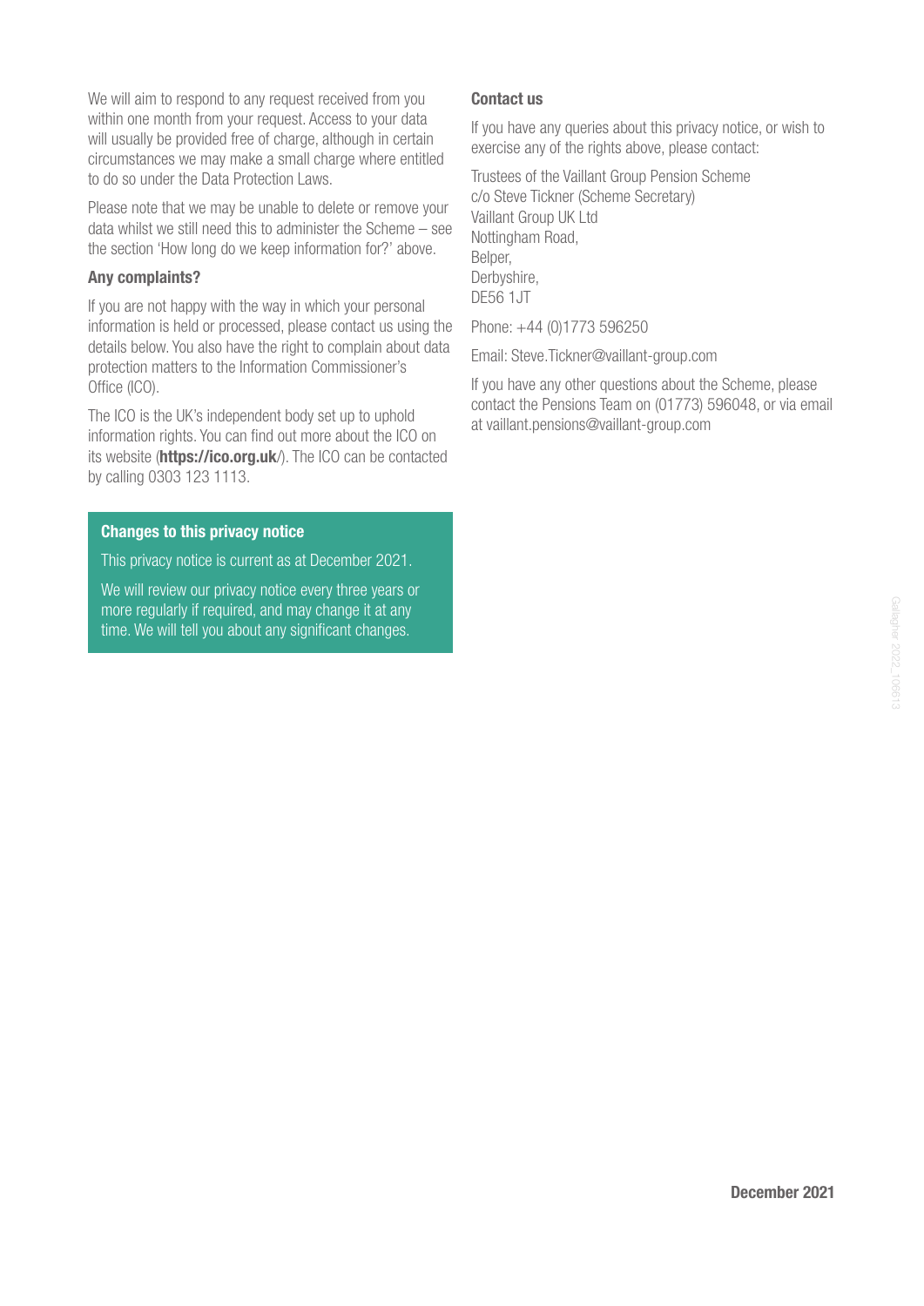We will aim to respond to any request received from you within one month from your request. Access to your data will usually be provided free of charge, although in certain circumstances we may make a small charge where entitled to do so under the Data Protection Laws.

Please note that we may be unable to delete or remove your data whilst we still need this to administer the Scheme – see the section 'How long do we keep information for?' above.

### Any complaints?

If you are not happy with the way in which your personal information is held or processed, please contact us using the details below. You also have the right to complain about data protection matters to the Information Commissioner's Office (ICO).

The ICO is the UK's independent body set up to uphold information rights. You can find out more about the ICO on its website (**https://ico.org.uk**/). The ICO can be contacted by calling 0303 123 1113.

### Changes to this privacy notice

This privacy notice is current as at December 2021.

We will review our privacy notice every three years or more regularly if required, and may change it at any time. We will tell you about any significant changes.

### Contact us

If you have any queries about this privacy notice, or wish to exercise any of the rights above, please contact:

Trustees of the Vaillant Group Pension Scheme
c/o Steve Tickner (Scheme Secretary)
Vaillant Group UK Ltd
Nottingham Road,
Belper,
Derbyshire,
DE56 1JT

Phone: +44 (0)1773 596250

Email: Steve.Tickner@vaillant-group.com

If you have any other questions about the Scheme, please contact the Pensions Team on (01773) 596048, or via email at vaillant.pensions@vaillant-group.com

Gallagher 2022_106613

**December 2021**